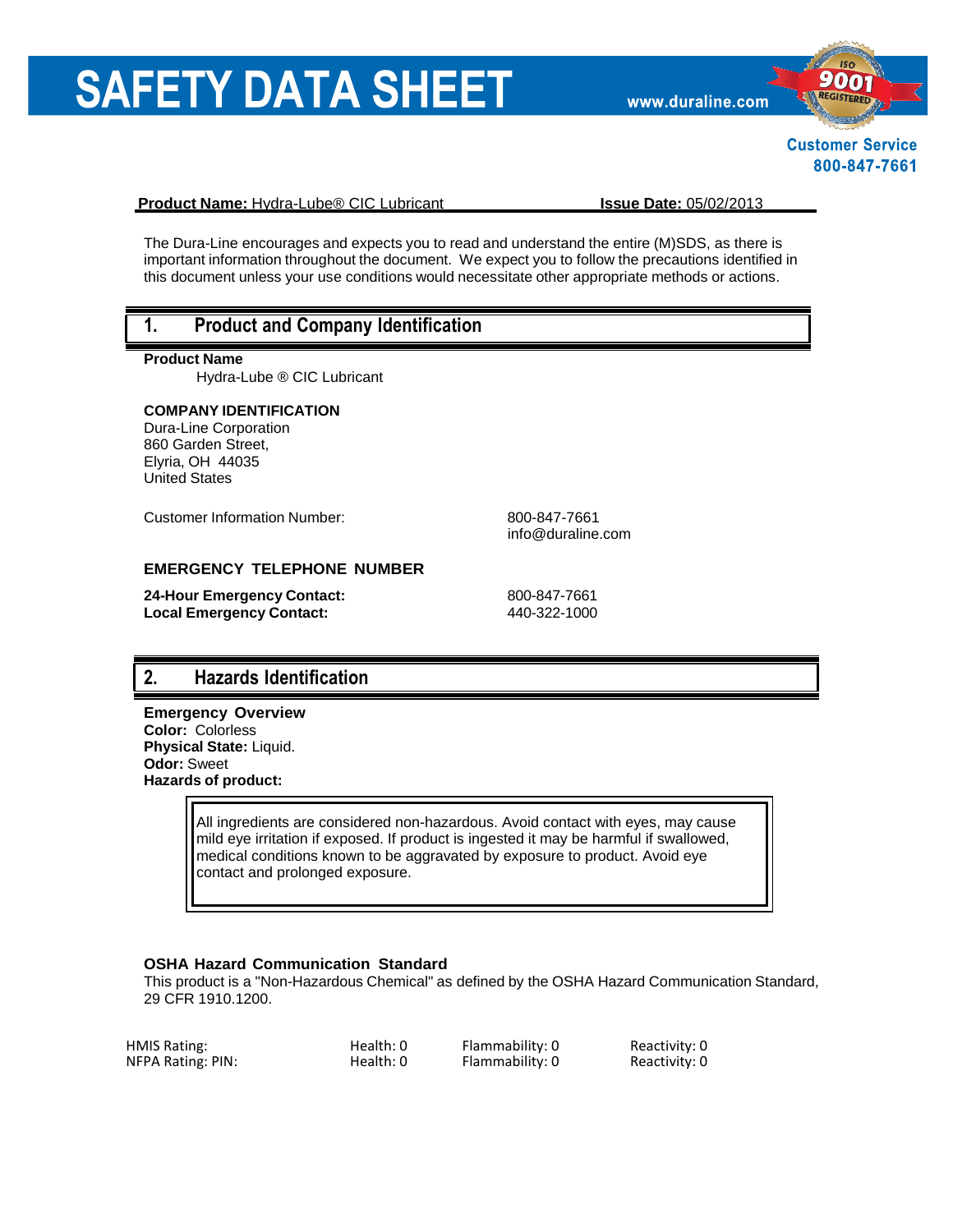# SAFETY DATA SHEET

www.duraline.com

Customer Service
800-847-7661

**Product Name:** Hydra-Lube® CIC Lubricant **Issue Date:** 05/02/2013

The Dura-Line encourages and expects you to read and understand the entire (M)SDS, as there is important information throughout the document. We expect you to follow the precautions identified in this document unless your use conditions would necessitate other appropriate methods or actions.

## 1. Product and Company Identification

**Product Name**

Hydra-Lube ® CIC Lubricant

**COMPANY IDENTIFICATION**

Dura-Line Corporation
860 Garden Street,
Elyria, OH 44035
United States

Customer Information Number: 800-847-7661
info@duraline.com

**EMERGENCY TELEPHONE NUMBER**

**24-Hour Emergency Contact:** 800-847-7661
**Local Emergency Contact:** 440-322-1000

## 2. Hazards Identification

**Emergency Overview**
**Color:** Colorless
**Physical State:** Liquid.
**Odor:** Sweet
**Hazards of product:**

> All ingredients are considered non-hazardous. Avoid contact with eyes, may cause mild eye irritation if exposed. If product is ingested it may be harmful if swallowed, medical conditions known to be aggravated by exposure to product. Avoid eye contact and prolonged exposure.

**OSHA Hazard Communication Standard**

This product is a "Non-Hazardous Chemical" as defined by the OSHA Hazard Communication Standard, 29 CFR 1910.1200.

| | | | |
|---|---|---|---|
| HMIS Rating: | Health: 0 | Flammability: 0 | Reactivity: 0 |
| NFPA Rating: PIN: | Health: 0 | Flammability: 0 | Reactivity: 0 |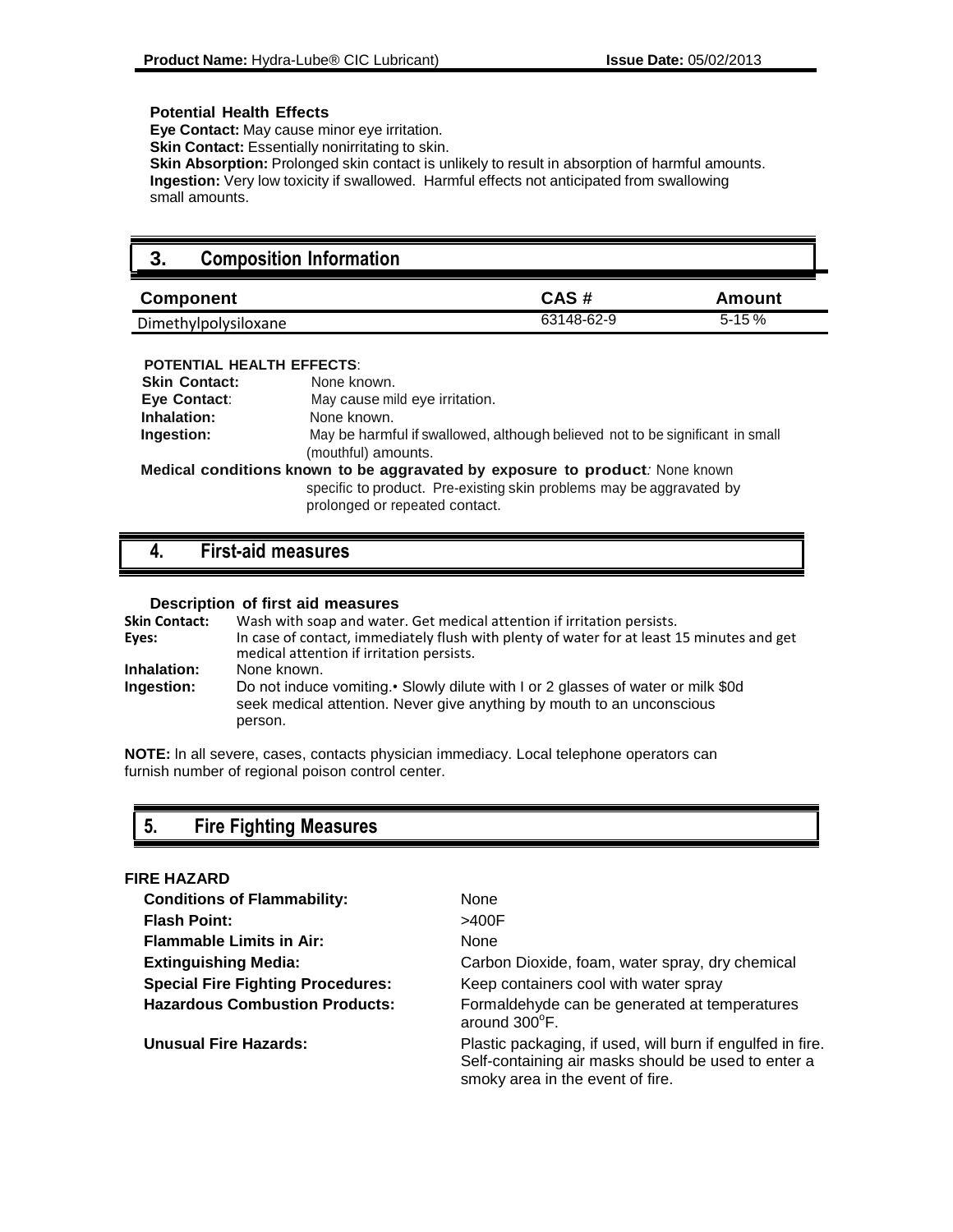**Potential Health Effects**

**Eye Contact:** May cause minor eye irritation.
**Skin Contact:** Essentially nonirritating to skin.
**Skin Absorption:** Prolonged skin contact is unlikely to result in absorption of harmful amounts.
**Ingestion:** Very low toxicity if swallowed. Harmful effects not anticipated from swallowing small amounts.

## 3. Composition Information

| Component | CAS # | Amount |
|---|---|---|
| Dimethylpolysiloxane | 63148-62-9 | 5-15 % |

**POTENTIAL HEALTH EFFECTS**:

**Skin Contact:** None known.
**Eye Contact**: May cause mild eye irritation.
**Inhalation:** None known.
**Ingestion:** May be harmful if swallowed, although believed not to be significant in small (mouthful) amounts.

**Medical conditions known to be aggravated by exposure to product***:* None known specific to product. Pre-existing skin problems may be aggravated by prolonged or repeated contact.

## 4. First-aid measures

**Description of first aid measures**

**Skin Contact:** Wash with soap and water. Get medical attention if irritation persists.
**Eyes:** In case of contact, immediately flush with plenty of water for at least 15 minutes and get medical attention if irritation persists.
**Inhalation:** None known.
**Ingestion:** Do not induce vomiting.• Slowly dilute with I or 2 glasses of water or milk $0d seek medical attention. Never give anything by mouth to an unconscious person.

**NOTE:** In all severe, cases, contacts physician immediacy. Local telephone operators can furnish number of regional poison control center.

## 5. Fire Fighting Measures

**FIRE HAZARD**

**Conditions of Flammability:** None
**Flash Point:** >400F
**Flammable Limits in Air:** None
**Extinguishing Media:** Carbon Dioxide, foam, water spray, dry chemical
**Special Fire Fighting Procedures:** Keep containers cool with water spray
**Hazardous Combustion Products:** Formaldehyde can be generated at temperatures around 300°F.
**Unusual Fire Hazards:** Plastic packaging, if used, will burn if engulfed in fire. Self-containing air masks should be used to enter a smoky area in the event of fire.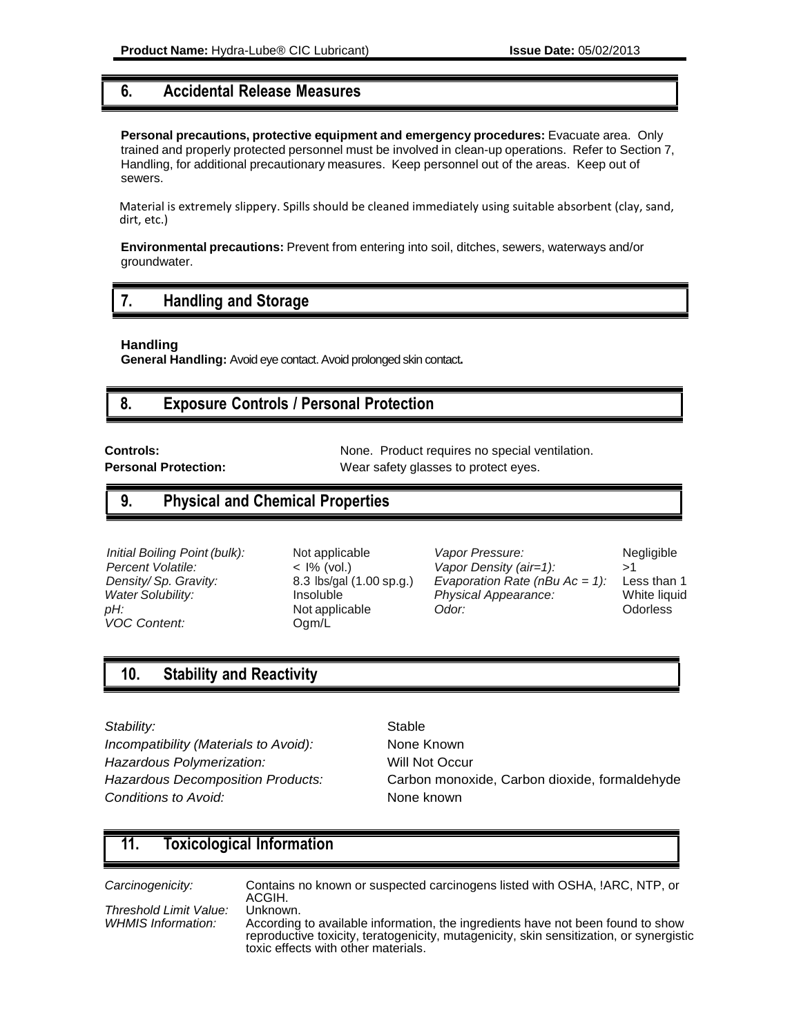## 6. Accidental Release Measures

**Personal precautions, protective equipment and emergency procedures:** Evacuate area. Only trained and properly protected personnel must be involved in clean-up operations. Refer to Section 7, Handling, for additional precautionary measures. Keep personnel out of the areas. Keep out of sewers.

Material is extremely slippery. Spills should be cleaned immediately using suitable absorbent (clay, sand, dirt, etc.)

**Environmental precautions:** Prevent from entering into soil, ditches, sewers, waterways and/or groundwater.

## 7. Handling and Storage

**Handling**

**General Handling:** Avoid eye contact. Avoid prolonged skin contact**.**

## 8. Exposure Controls / Personal Protection

| | |
|---|---|
| **Controls:** | None. Product requires no special ventilation. |
| **Personal Protection:** | Wear safety glasses to protect eyes. |

## 9. Physical and Chemical Properties

| | | | |
|---|---|---|---|
| *Initial Boiling Point (bulk):* | Not applicable | *Vapor Pressure:* | Negligible |
| *Percent Volatile:* | < I% (vol.) | *Vapor Density (air=1):* | >1 |
| *Density/ Sp. Gravity:* | 8.3 lbs/gal (1.00 sp.g.) | *Evaporation Rate (nBu Ac = 1):* | Less than 1 |
| *Water Solubility:* | Insoluble | *Physical Appearance:* | White liquid |
| *pH:* | Not applicable | *Odor:* | Odorless |
| *VOC Content:* | Ogm/L | | |

## 10. Stability and Reactivity

| | |
|---|---|
| *Stability:* | Stable |
| *Incompatibility (Materials to Avoid):* | None Known |
| *Hazardous Polymerization:* | Will Not Occur |
| *Hazardous Decomposition Products:* | Carbon monoxide, Carbon dioxide, formaldehyde |
| *Conditions to Avoid:* | None known |

## 11. Toxicological Information

| | |
|---|---|
| *Carcinogenicity:* | Contains no known or suspected carcinogens listed with OSHA, !ARC, NTP, or ACGIH. |
| *Threshold Limit Value:* | Unknown. |
| *WHMIS Information:* | According to available information, the ingredients have not been found to show reproductive toxicity, teratogenicity, mutagenicity, skin sensitization, or synergistic toxic effects with other materials. |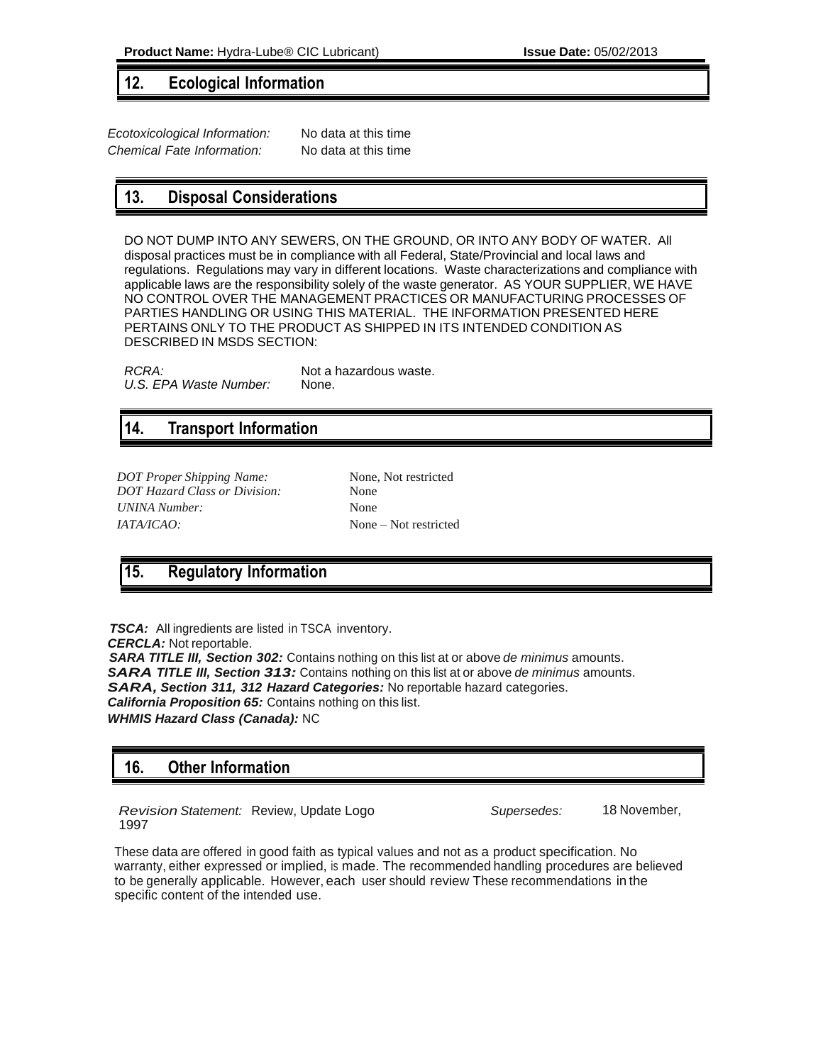## 12. Ecological Information

*Ecotoxicological Information:* No data at this time
*Chemical Fate Information:* No data at this time

## 13. Disposal Considerations

DO NOT DUMP INTO ANY SEWERS, ON THE GROUND, OR INTO ANY BODY OF WATER. All disposal practices must be in compliance with all Federal, State/Provincial and local laws and regulations. Regulations may vary in different locations. Waste characterizations and compliance with applicable laws are the responsibility solely of the waste generator. AS YOUR SUPPLIER, WE HAVE NO CONTROL OVER THE MANAGEMENT PRACTICES OR MANUFACTURING PROCESSES OF PARTIES HANDLING OR USING THIS MATERIAL. THE INFORMATION PRESENTED HERE PERTAINS ONLY TO THE PRODUCT AS SHIPPED IN ITS INTENDED CONDITION AS DESCRIBED IN MSDS SECTION:

*RCRA:* Not a hazardous waste.
*U.S. EPA Waste Number:* None.

## 14. Transport Information

*DOT Proper Shipping Name:* None, Not restricted
*DOT Hazard Class or Division:* None
*UNINA Number:* None
*IATA/ICAO:* None – Not restricted

## 15. Regulatory Information

***TSCA:*** All ingredients are listed in TSCA inventory.
***CERCLA:*** Not reportable.
***SARA TITLE III, Section 302:*** Contains nothing on this list at or above *de minimus* amounts.
***SARA TITLE III, Section 313:*** Contains nothing on this list at or above *de minimus* amounts.
***SARA, Section 311, 312 Hazard Categories:*** No reportable hazard categories.
***California Proposition 65:*** Contains nothing on this list.
***WHMIS Hazard Class (Canada):*** NC

## 16. Other Information

*Revision Statement:* Review, Update Logo *Supersedes:* 18 November, 1997

These data are offered in good faith as typical values and not as a product specification. No warranty, either expressed or implied, is made. The recommended handling procedures are believed to be generally applicable. However, each user should review These recommendations in the specific content of the intended use.